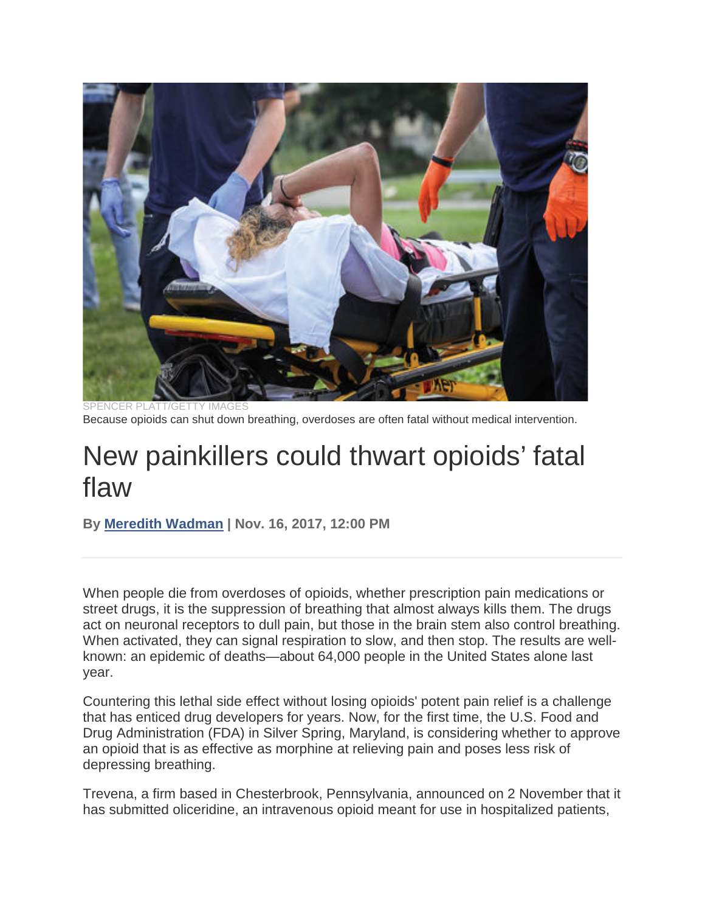SPENCER PLATT/GETTY IMAGES

Because opioids can shut down breathing, overdoses are often fatal without medical intervention.

# New painkillers could thwart opioids' fatal flaw

**By Meredith Wadman | Nov. 16, 2017, 12:00 PM**

When people die from overdoses of opioids, whether prescription pain medications or street drugs, it is the suppression of breathing that almost always kills them. The drugs act on neuronal receptors to dull pain, but those in the brain stem also control breathing. When activated, they can signal respiration to slow, and then stop. The results are well-known: an epidemic of deaths—about 64,000 people in the United States alone last year.

Countering this lethal side effect without losing opioids' potent pain relief is a challenge that has enticed drug developers for years. Now, for the first time, the U.S. Food and Drug Administration (FDA) in Silver Spring, Maryland, is considering whether to approve an opioid that is as effective as morphine at relieving pain and poses less risk of depressing breathing.

Trevena, a firm based in Chesterbrook, Pennsylvania, announced on 2 November that it has submitted oliceridine, an intravenous opioid meant for use in hospitalized patients,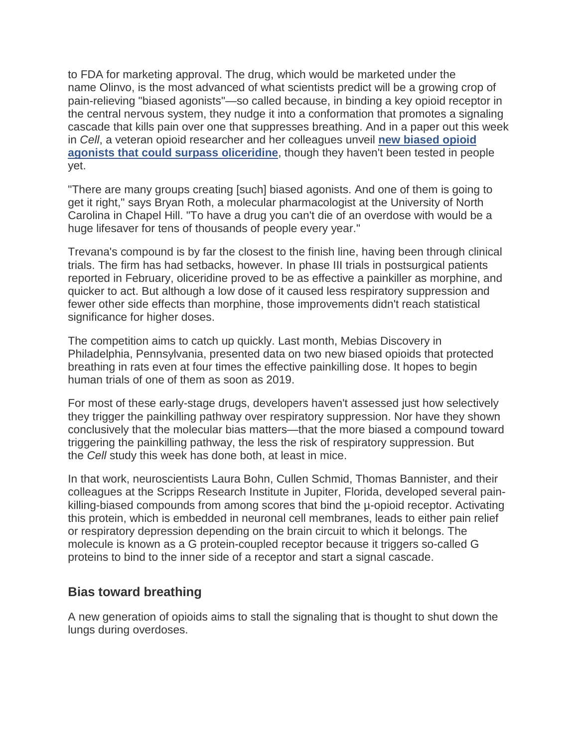to FDA for marketing approval. The drug, which would be marketed under the name Olinvo, is the most advanced of what scientists predict will be a growing crop of pain-relieving "biased agonists"—so called because, in binding a key opioid receptor in the central nervous system, they nudge it into a conformation that promotes a signaling cascade that kills pain over one that suppresses breathing. And in a paper out this week in *Cell*, a veteran opioid researcher and her colleagues unveil **new biased opioid agonists that could surpass oliceridine**, though they haven't been tested in people yet.

"There are many groups creating [such] biased agonists. And one of them is going to get it right," says Bryan Roth, a molecular pharmacologist at the University of North Carolina in Chapel Hill. "To have a drug you can't die of an overdose with would be a huge lifesaver for tens of thousands of people every year."

Trevana's compound is by far the closest to the finish line, having been through clinical trials. The firm has had setbacks, however. In phase III trials in postsurgical patients reported in February, oliceridine proved to be as effective a painkiller as morphine, and quicker to act. But although a low dose of it caused less respiratory suppression and fewer other side effects than morphine, those improvements didn't reach statistical significance for higher doses.

The competition aims to catch up quickly. Last month, Mebias Discovery in Philadelphia, Pennsylvania, presented data on two new biased opioids that protected breathing in rats even at four times the effective painkilling dose. It hopes to begin human trials of one of them as soon as 2019.

For most of these early-stage drugs, developers haven't assessed just how selectively they trigger the painkilling pathway over respiratory suppression. Nor have they shown conclusively that the molecular bias matters—that the more biased a compound toward triggering the painkilling pathway, the less the risk of respiratory suppression. But the *Cell* study this week has done both, at least in mice.

In that work, neuroscientists Laura Bohn, Cullen Schmid, Thomas Bannister, and their colleagues at the Scripps Research Institute in Jupiter, Florida, developed several pain-killing-biased compounds from among scores that bind the µ-opioid receptor. Activating this protein, which is embedded in neuronal cell membranes, leads to either pain relief or respiratory depression depending on the brain circuit to which it belongs. The molecule is known as a G protein-coupled receptor because it triggers so-called G proteins to bind to the inner side of a receptor and start a signal cascade.

## Bias toward breathing

A new generation of opioids aims to stall the signaling that is thought to shut down the lungs during overdoses.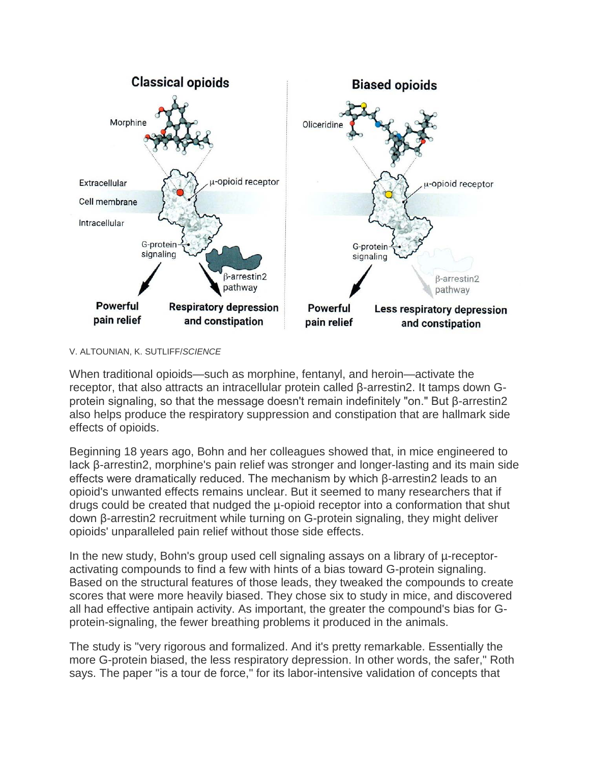V. ALTOUNIAN, K. SUTLIFF/*SCIENCE*

When traditional opioids—such as morphine, fentanyl, and heroin—activate the receptor, that also attracts an intracellular protein called β-arrestin2. It tamps down G-protein signaling, so that the message doesn't remain indefinitely "on." But β-arrestin2 also helps produce the respiratory suppression and constipation that are hallmark side effects of opioids.

Beginning 18 years ago, Bohn and her colleagues showed that, in mice engineered to lack β-arrestin2, morphine's pain relief was stronger and longer-lasting and its main side effects were dramatically reduced. The mechanism by which β-arrestin2 leads to an opioid's unwanted effects remains unclear. But it seemed to many researchers that if drugs could be created that nudged the μ-opioid receptor into a conformation that shut down β-arrestin2 recruitment while turning on G-protein signaling, they might deliver opioids' unparalleled pain relief without those side effects.

In the new study, Bohn's group used cell signaling assays on a library of μ-receptor-activating compounds to find a few with hints of a bias toward G-protein signaling. Based on the structural features of those leads, they tweaked the compounds to create scores that were more heavily biased. They chose six to study in mice, and discovered all had effective antipain activity. As important, the greater the compound's bias for G-protein-signaling, the fewer breathing problems it produced in the animals.

The study is "very rigorous and formalized. And it's pretty remarkable. Essentially the more G-protein biased, the less respiratory depression. In other words, the safer," Roth says. The paper "is a tour de force," for its labor-intensive validation of concepts that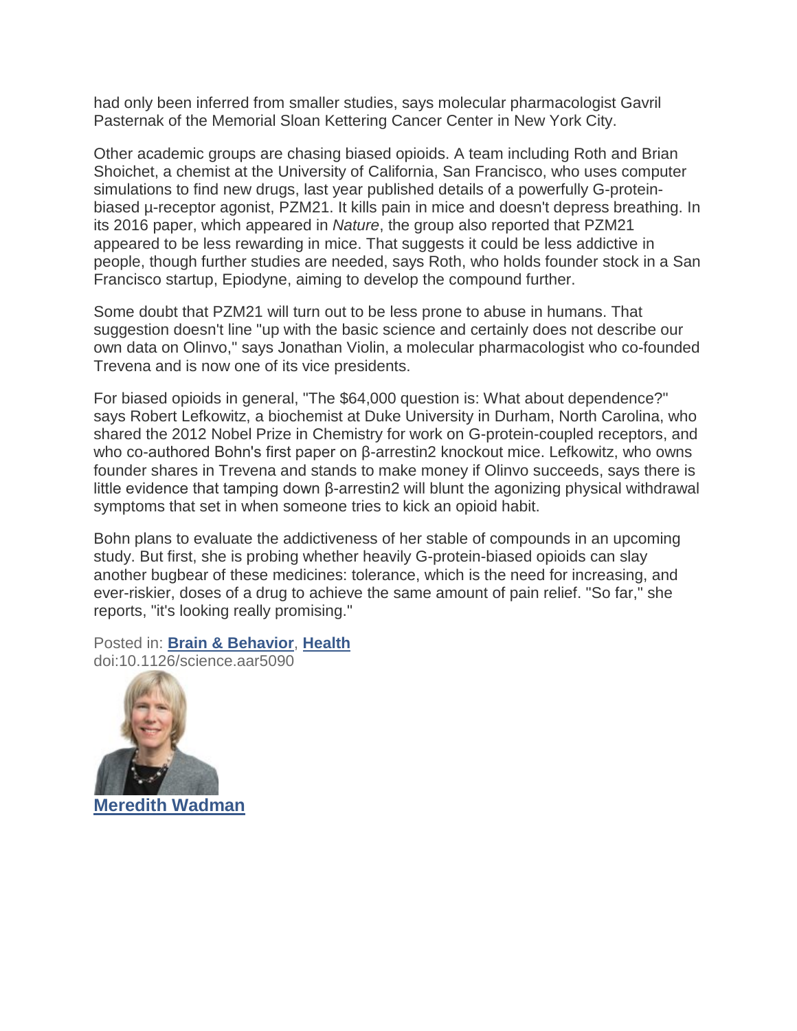had only been inferred from smaller studies, says molecular pharmacologist Gavril Pasternak of the Memorial Sloan Kettering Cancer Center in New York City.

Other academic groups are chasing biased opioids. A team including Roth and Brian Shoichet, a chemist at the University of California, San Francisco, who uses computer simulations to find new drugs, last year published details of a powerfully G-protein-biased µ-receptor agonist, PZM21. It kills pain in mice and doesn't depress breathing. In its 2016 paper, which appeared in *Nature*, the group also reported that PZM21 appeared to be less rewarding in mice. That suggests it could be less addictive in people, though further studies are needed, says Roth, who holds founder stock in a San Francisco startup, Epiodyne, aiming to develop the compound further.

Some doubt that PZM21 will turn out to be less prone to abuse in humans. That suggestion doesn't line "up with the basic science and certainly does not describe our own data on Olinvo," says Jonathan Violin, a molecular pharmacologist who co-founded Trevena and is now one of its vice presidents.

For biased opioids in general, "The $64,000 question is: What about dependence?" says Robert Lefkowitz, a biochemist at Duke University in Durham, North Carolina, who shared the 2012 Nobel Prize in Chemistry for work on G-protein-coupled receptors, and who co-authored Bohn's first paper on β-arrestin2 knockout mice. Lefkowitz, who owns founder shares in Trevena and stands to make money if Olinvo succeeds, says there is little evidence that tamping down β-arrestin2 will blunt the agonizing physical withdrawal symptoms that set in when someone tries to kick an opioid habit.

Bohn plans to evaluate the addictiveness of her stable of compounds in an upcoming study. But first, she is probing whether heavily G-protein-biased opioids can slay another bugbear of these medicines: tolerance, which is the need for increasing, and ever-riskier, doses of a drug to achieve the same amount of pain relief. "So far," she reports, "it's looking really promising."

Posted in: **Brain & Behavior**, **Health**
doi:10.1126/science.aar5090

**Meredith Wadman**